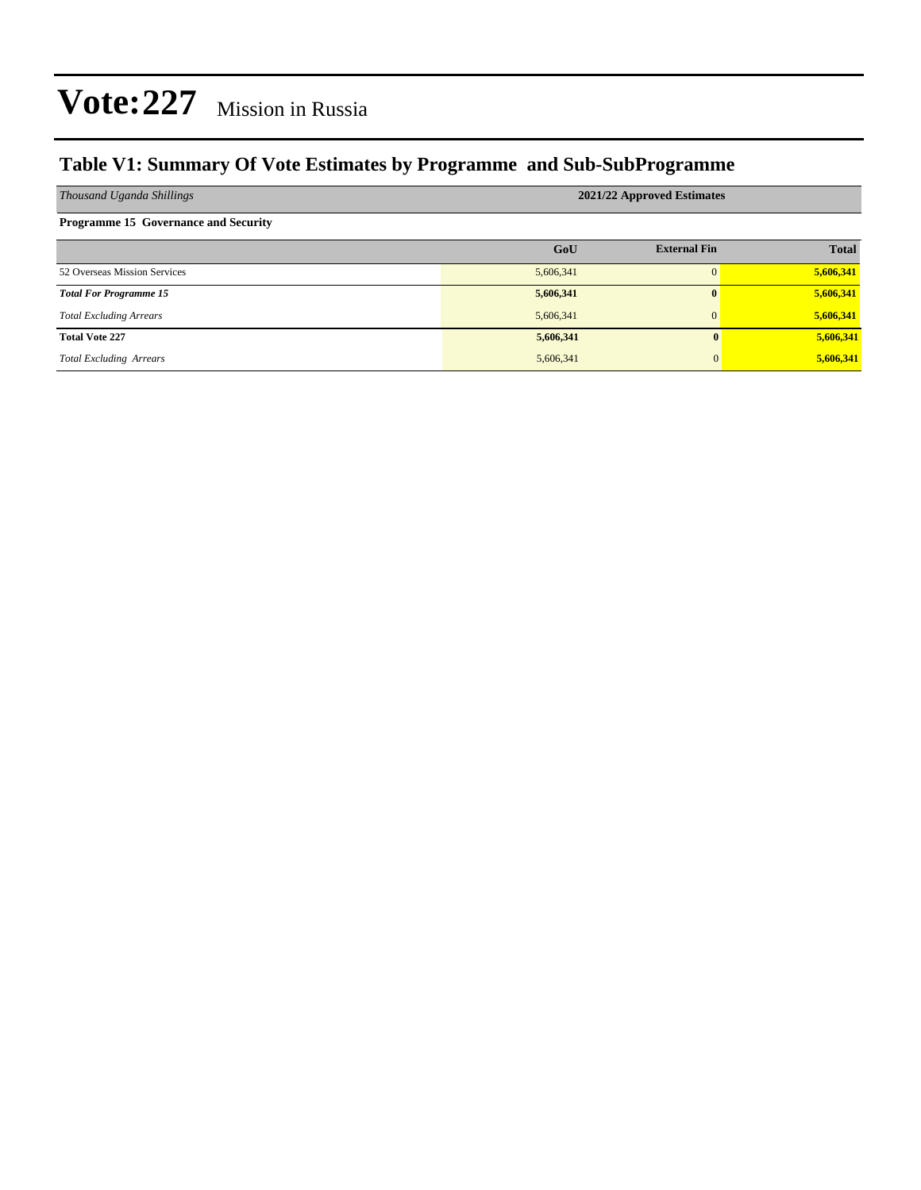# Vote:227 Mission in Russia

## Table V1: Summary Of Vote Estimates by Programme and Sub-SubProgramme

| *Thousand Uganda Shillings* | 2021/22 Approved Estimates | | |
|---|---|---|---|
| **Programme 15 Governance and Security** | | | |
| | **GoU** | **External Fin** | **Total** |
| 52 Overseas Mission Services | 5,606,341 | 0 | **5,606,341** |
| ***Total For Programme 15*** | **5,606,341** | **0** | **5,606,341** |
| *Total Excluding Arrears* | 5,606,341 | 0 | **5,606,341** |
| **Total Vote 227** | **5,606,341** | **0** | **5,606,341** |
| *Total Excluding Arrears* | 5,606,341 | 0 | **5,606,341** |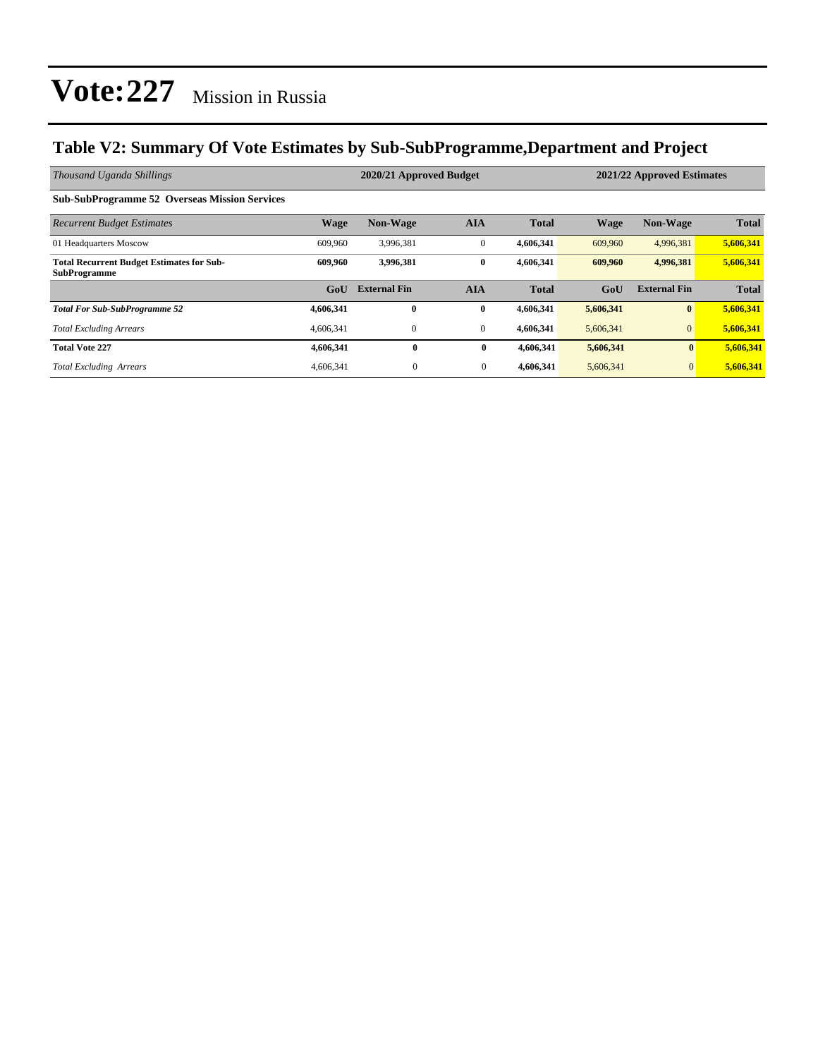# Vote:227 Mission in Russia

## Table V2: Summary Of Vote Estimates by Sub-SubProgramme,Department and Project

| *Thousand Uganda Shillings* | 2020/21 Approved Budget | | | | 2021/22 Approved Estimates | | |
|---|---|---|---|---|---|---|---|
| **Sub-SubProgramme 52 Overseas Mission Services** | | | | | | | |
| *Recurrent Budget Estimates* | **Wage** | **Non-Wage** | **AIA** | **Total** | **Wage** | **Non-Wage** | **Total** |
| 01 Headquarters Moscow | 609,960 | 3,996,381 | 0 | **4,606,341** | 609,960 | 4,996,381 | **5,606,341** |
| **Total Recurrent Budget Estimates for Sub-SubProgramme** | **609,960** | **3,996,381** | **0** | **4,606,341** | **609,960** | **4,996,381** | **5,606,341** |
| | **GoU** | **External Fin** | **AIA** | **Total** | **GoU** | **External Fin** | **Total** |
| ***Total For Sub-SubProgramme 52*** | **4,606,341** | **0** | **0** | **4,606,341** | **5,606,341** | **0** | **5,606,341** |
| *Total Excluding Arrears* | 4,606,341 | 0 | 0 | **4,606,341** | 5,606,341 | 0 | **5,606,341** |
| **Total Vote 227** | **4,606,341** | **0** | **0** | **4,606,341** | **5,606,341** | **0** | **5,606,341** |
| *Total Excluding Arrears* | 4,606,341 | 0 | 0 | **4,606,341** | 5,606,341 | 0 | **5,606,341** |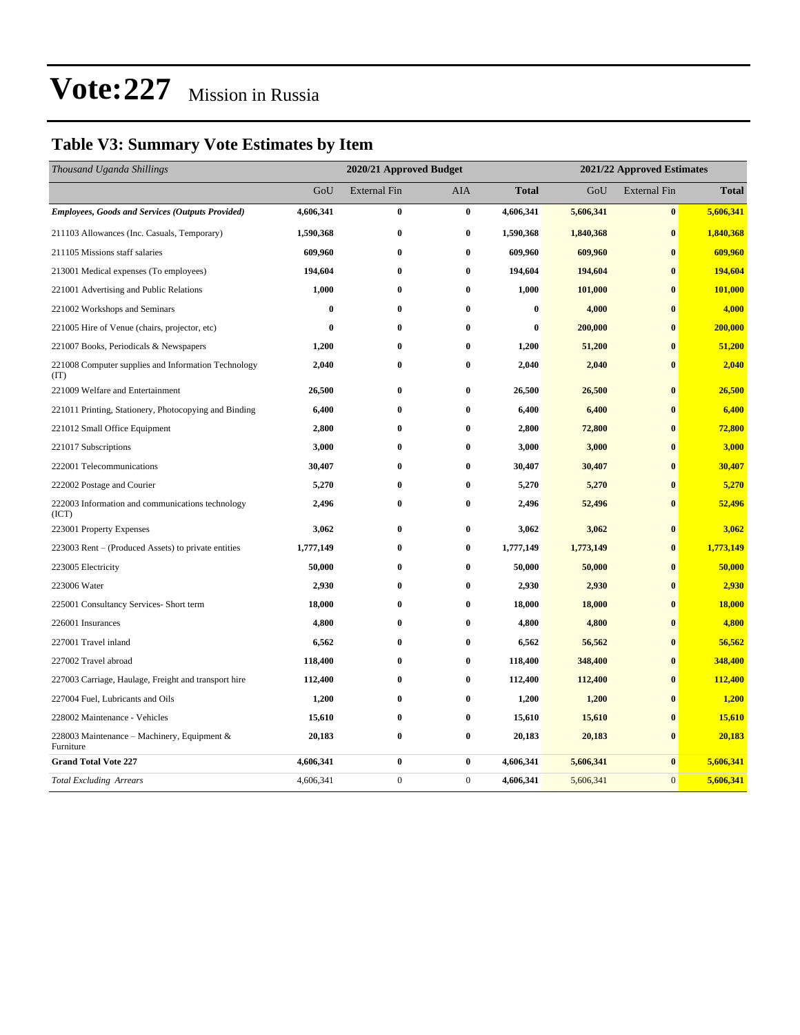# Vote:227 Mission in Russia

## Table V3: Summary Vote Estimates by Item

| *Thousand Uganda Shillings* | 2020/21 Approved Budget | | | | 2021/22 Approved Estimates | | |
|---|---|---|---|---|---|---|---|
| | GoU | External Fin | AIA | **Total** | GoU | External Fin | **Total** |
| ***Employees, Goods and Services (Outputs Provided)*** | **4,606,341** | **0** | **0** | **4,606,341** | **5,606,341** | **0** | **5,606,341** |
| 211103 Allowances (Inc. Casuals, Temporary) | **1,590,368** | **0** | **0** | **1,590,368** | **1,840,368** | **0** | **1,840,368** |
| 211105 Missions staff salaries | **609,960** | **0** | **0** | **609,960** | **609,960** | **0** | **609,960** |
| 213001 Medical expenses (To employees) | **194,604** | **0** | **0** | **194,604** | **194,604** | **0** | **194,604** |
| 221001 Advertising and Public Relations | **1,000** | **0** | **0** | **1,000** | **101,000** | **0** | **101,000** |
| 221002 Workshops and Seminars | **0** | **0** | **0** | **0** | **4,000** | **0** | **4,000** |
| 221005 Hire of Venue (chairs, projector, etc) | **0** | **0** | **0** | **0** | **200,000** | **0** | **200,000** |
| 221007 Books, Periodicals & Newspapers | **1,200** | **0** | **0** | **1,200** | **51,200** | **0** | **51,200** |
| 221008 Computer supplies and Information Technology (IT) | **2,040** | **0** | **0** | **2,040** | **2,040** | **0** | **2,040** |
| 221009 Welfare and Entertainment | **26,500** | **0** | **0** | **26,500** | **26,500** | **0** | **26,500** |
| 221011 Printing, Stationery, Photocopying and Binding | **6,400** | **0** | **0** | **6,400** | **6,400** | **0** | **6,400** |
| 221012 Small Office Equipment | **2,800** | **0** | **0** | **2,800** | **72,800** | **0** | **72,800** |
| 221017 Subscriptions | **3,000** | **0** | **0** | **3,000** | **3,000** | **0** | **3,000** |
| 222001 Telecommunications | **30,407** | **0** | **0** | **30,407** | **30,407** | **0** | **30,407** |
| 222002 Postage and Courier | **5,270** | **0** | **0** | **5,270** | **5,270** | **0** | **5,270** |
| 222003 Information and communications technology (ICT) | **2,496** | **0** | **0** | **2,496** | **52,496** | **0** | **52,496** |
| 223001 Property Expenses | **3,062** | **0** | **0** | **3,062** | **3,062** | **0** | **3,062** |
| 223003 Rent – (Produced Assets) to private entities | **1,777,149** | **0** | **0** | **1,777,149** | **1,773,149** | **0** | **1,773,149** |
| 223005 Electricity | **50,000** | **0** | **0** | **50,000** | **50,000** | **0** | **50,000** |
| 223006 Water | **2,930** | **0** | **0** | **2,930** | **2,930** | **0** | **2,930** |
| 225001 Consultancy Services- Short term | **18,000** | **0** | **0** | **18,000** | **18,000** | **0** | **18,000** |
| 226001 Insurances | **4,800** | **0** | **0** | **4,800** | **4,800** | **0** | **4,800** |
| 227001 Travel inland | **6,562** | **0** | **0** | **6,562** | **56,562** | **0** | **56,562** |
| 227002 Travel abroad | **118,400** | **0** | **0** | **118,400** | **348,400** | **0** | **348,400** |
| 227003 Carriage, Haulage, Freight and transport hire | **112,400** | **0** | **0** | **112,400** | **112,400** | **0** | **112,400** |
| 227004 Fuel, Lubricants and Oils | **1,200** | **0** | **0** | **1,200** | **1,200** | **0** | **1,200** |
| 228002 Maintenance - Vehicles | **15,610** | **0** | **0** | **15,610** | **15,610** | **0** | **15,610** |
| 228003 Maintenance – Machinery, Equipment & Furniture | **20,183** | **0** | **0** | **20,183** | **20,183** | **0** | **20,183** |
| **Grand Total Vote 227** | **4,606,341** | **0** | **0** | **4,606,341** | **5,606,341** | **0** | **5,606,341** |
| *Total Excluding Arrears* | 4,606,341 | 0 | 0 | **4,606,341** | 5,606,341 | 0 | **5,606,341** |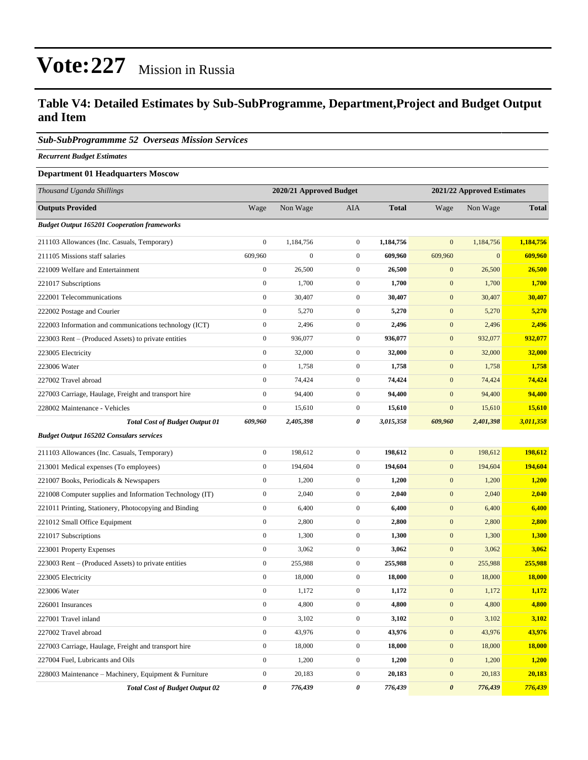# Vote:227 Mission in Russia

## Table V4: Detailed Estimates by Sub-SubProgramme, Department,Project and Budget Output and Item

### *Sub-SubProgrammme 52 Overseas Mission Services*

***Recurrent Budget Estimates***

**Department 01 Headquarters Moscow**

| *Thousand Uganda Shillings* | 2020/21 Approved Budget | | | | 2021/22 Approved Estimates | | |
|---|---|---|---|---|---|---|---|
| **Outputs Provided** | Wage | Non Wage | AIA | **Total** | Wage | Non Wage | **Total** |
| ***Budget Output 165201 Cooperation frameworks*** | | | | | | | |
| 211103 Allowances (Inc. Casuals, Temporary) | 0 | 1,184,756 | 0 | **1,184,756** | 0 | 1,184,756 | **1,184,756** |
| 211105 Missions staff salaries | 609,960 | 0 | 0 | **609,960** | 609,960 | 0 | **609,960** |
| 221009 Welfare and Entertainment | 0 | 26,500 | 0 | **26,500** | 0 | 26,500 | **26,500** |
| 221017 Subscriptions | 0 | 1,700 | 0 | **1,700** | 0 | 1,700 | **1,700** |
| 222001 Telecommunications | 0 | 30,407 | 0 | **30,407** | 0 | 30,407 | **30,407** |
| 222002 Postage and Courier | 0 | 5,270 | 0 | **5,270** | 0 | 5,270 | **5,270** |
| 222003 Information and communications technology (ICT) | 0 | 2,496 | 0 | **2,496** | 0 | 2,496 | **2,496** |
| 223003 Rent – (Produced Assets) to private entities | 0 | 936,077 | 0 | **936,077** | 0 | 932,077 | **932,077** |
| 223005 Electricity | 0 | 32,000 | 0 | **32,000** | 0 | 32,000 | **32,000** |
| 223006 Water | 0 | 1,758 | 0 | **1,758** | 0 | 1,758 | **1,758** |
| 227002 Travel abroad | 0 | 74,424 | 0 | **74,424** | 0 | 74,424 | **74,424** |
| 227003 Carriage, Haulage, Freight and transport hire | 0 | 94,400 | 0 | **94,400** | 0 | 94,400 | **94,400** |
| 228002 Maintenance - Vehicles | 0 | 15,610 | 0 | **15,610** | 0 | 15,610 | **15,610** |
| ***Total Cost of Budget Output 01*** | ***609,960*** | ***2,405,398*** | ***0*** | ***3,015,358*** | ***609,960*** | ***2,401,398*** | ***3,011,358*** |
| ***Budget Output 165202 Consulars services*** | | | | | | | |
| 211103 Allowances (Inc. Casuals, Temporary) | 0 | 198,612 | 0 | **198,612** | 0 | 198,612 | **198,612** |
| 213001 Medical expenses (To employees) | 0 | 194,604 | 0 | **194,604** | 0 | 194,604 | **194,604** |
| 221007 Books, Periodicals & Newspapers | 0 | 1,200 | 0 | **1,200** | 0 | 1,200 | **1,200** |
| 221008 Computer supplies and Information Technology (IT) | 0 | 2,040 | 0 | **2,040** | 0 | 2,040 | **2,040** |
| 221011 Printing, Stationery, Photocopying and Binding | 0 | 6,400 | 0 | **6,400** | 0 | 6,400 | **6,400** |
| 221012 Small Office Equipment | 0 | 2,800 | 0 | **2,800** | 0 | 2,800 | **2,800** |
| 221017 Subscriptions | 0 | 1,300 | 0 | **1,300** | 0 | 1,300 | **1,300** |
| 223001 Property Expenses | 0 | 3,062 | 0 | **3,062** | 0 | 3,062 | **3,062** |
| 223003 Rent – (Produced Assets) to private entities | 0 | 255,988 | 0 | **255,988** | 0 | 255,988 | **255,988** |
| 223005 Electricity | 0 | 18,000 | 0 | **18,000** | 0 | 18,000 | **18,000** |
| 223006 Water | 0 | 1,172 | 0 | **1,172** | 0 | 1,172 | **1,172** |
| 226001 Insurances | 0 | 4,800 | 0 | **4,800** | 0 | 4,800 | **4,800** |
| 227001 Travel inland | 0 | 3,102 | 0 | **3,102** | 0 | 3,102 | **3,102** |
| 227002 Travel abroad | 0 | 43,976 | 0 | **43,976** | 0 | 43,976 | **43,976** |
| 227003 Carriage, Haulage, Freight and transport hire | 0 | 18,000 | 0 | **18,000** | 0 | 18,000 | **18,000** |
| 227004 Fuel, Lubricants and Oils | 0 | 1,200 | 0 | **1,200** | 0 | 1,200 | **1,200** |
| 228003 Maintenance – Machinery, Equipment & Furniture | 0 | 20,183 | 0 | **20,183** | 0 | 20,183 | **20,183** |
| ***Total Cost of Budget Output 02*** | ***0*** | ***776,439*** | ***0*** | ***776,439*** | ***0*** | ***776,439*** | ***776,439*** |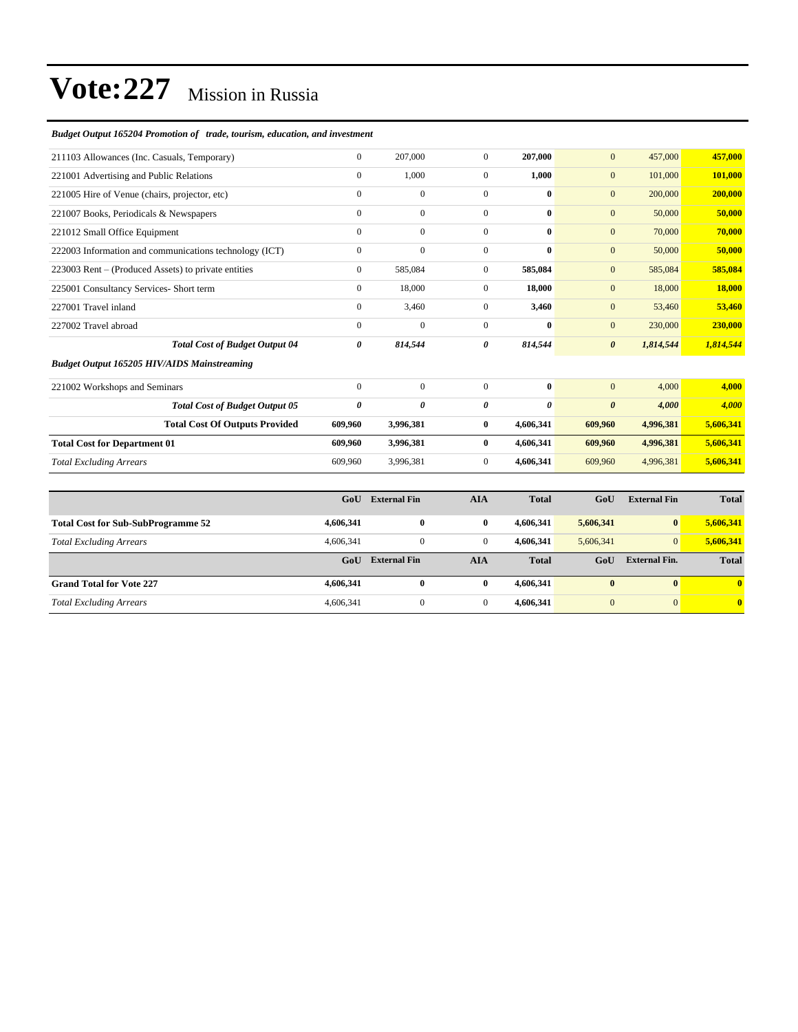# Vote:227 Mission in Russia

*Budget Output 165204 Promotion of trade, tourism, education, and investment*

| | | | | | | | |
|---|---|---|---|---|---|---|---|
| 211103 Allowances (Inc. Casuals, Temporary) | 0 | 207,000 | 0 | **207,000** | 0 | 457,000 | **457,000** |
| 221001 Advertising and Public Relations | 0 | 1,000 | 0 | **1,000** | 0 | 101,000 | **101,000** |
| 221005 Hire of Venue (chairs, projector, etc) | 0 | 0 | 0 | **0** | 0 | 200,000 | **200,000** |
| 221007 Books, Periodicals & Newspapers | 0 | 0 | 0 | **0** | 0 | 50,000 | **50,000** |
| 221012 Small Office Equipment | 0 | 0 | 0 | **0** | 0 | 70,000 | **70,000** |
| 222003 Information and communications technology (ICT) | 0 | 0 | 0 | **0** | 0 | 50,000 | **50,000** |
| 223003 Rent – (Produced Assets) to private entities | 0 | 585,084 | 0 | **585,084** | 0 | 585,084 | **585,084** |
| 225001 Consultancy Services- Short term | 0 | 18,000 | 0 | **18,000** | 0 | 18,000 | **18,000** |
| 227001 Travel inland | 0 | 3,460 | 0 | **3,460** | 0 | 53,460 | **53,460** |
| 227002 Travel abroad | 0 | 0 | 0 | **0** | 0 | 230,000 | **230,000** |
| ***Total Cost of Budget Output 04*** | ***0*** | ***814,544*** | ***0*** | ***814,544*** | ***0*** | ***1,814,544*** | ***1,814,544*** |

*Budget Output 165205 HIV/AIDS Mainstreaming*

| | | | | | | | |
|---|---|---|---|---|---|---|---|
| 221002 Workshops and Seminars | 0 | 0 | 0 | **0** | 0 | 4,000 | **4,000** |
| ***Total Cost of Budget Output 05*** | ***0*** | ***0*** | ***0*** | ***0*** | ***0*** | ***4,000*** | ***4,000*** |
| **Total Cost Of Outputs Provided** | **609,960** | **3,996,381** | **0** | **4,606,341** | **609,960** | **4,996,381** | **5,606,341** |
| **Total Cost for Department 01** | **609,960** | **3,996,381** | **0** | **4,606,341** | **609,960** | **4,996,381** | **5,606,341** |
| *Total Excluding Arrears* | 609,960 | 3,996,381 | 0 | **4,606,341** | 609,960 | 4,996,381 | **5,606,341** |

| | GoU | External Fin | AIA | Total | GoU | External Fin | Total |
|---|---|---|---|---|---|---|---|
| **Total Cost for Sub-SubProgramme 52** | **4,606,341** | **0** | **0** | **4,606,341** | **5,606,341** | **0** | **5,606,341** |
| *Total Excluding Arrears* | 4,606,341 | 0 | 0 | **4,606,341** | 5,606,341 | 0 | **5,606,341** |

| | GoU | External Fin | AIA | Total | GoU | External Fin. | Total |
|---|---|---|---|---|---|---|---|
| **Grand Total for Vote 227** | **4,606,341** | **0** | **0** | **4,606,341** | **0** | **0** | **0** |
| *Total Excluding Arrears* | 4,606,341 | 0 | 0 | **4,606,341** | 0 | 0 | **0** |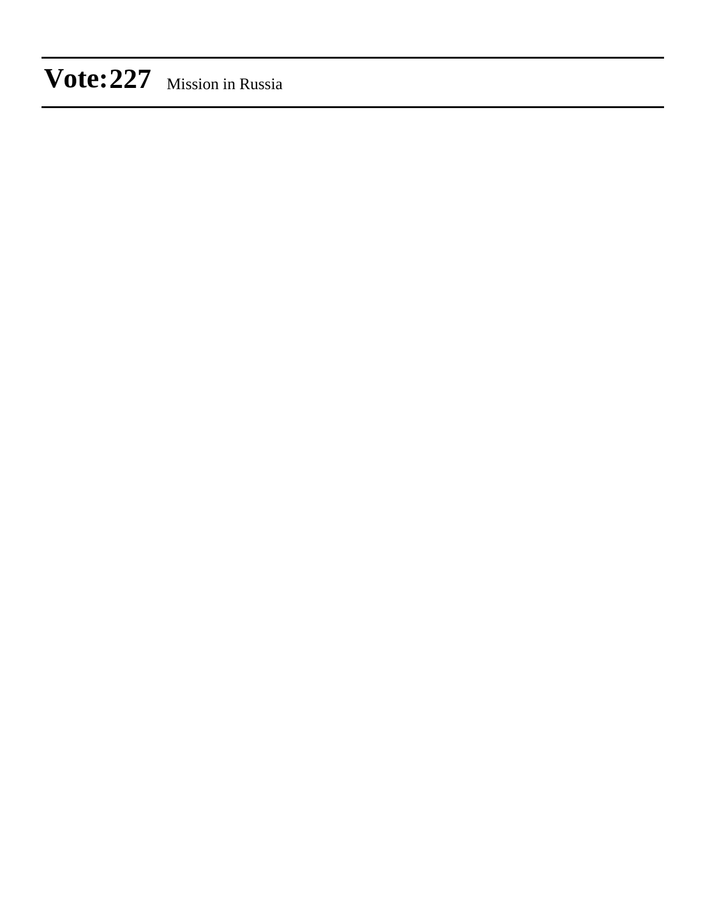# Vote:227 Mission in Russia